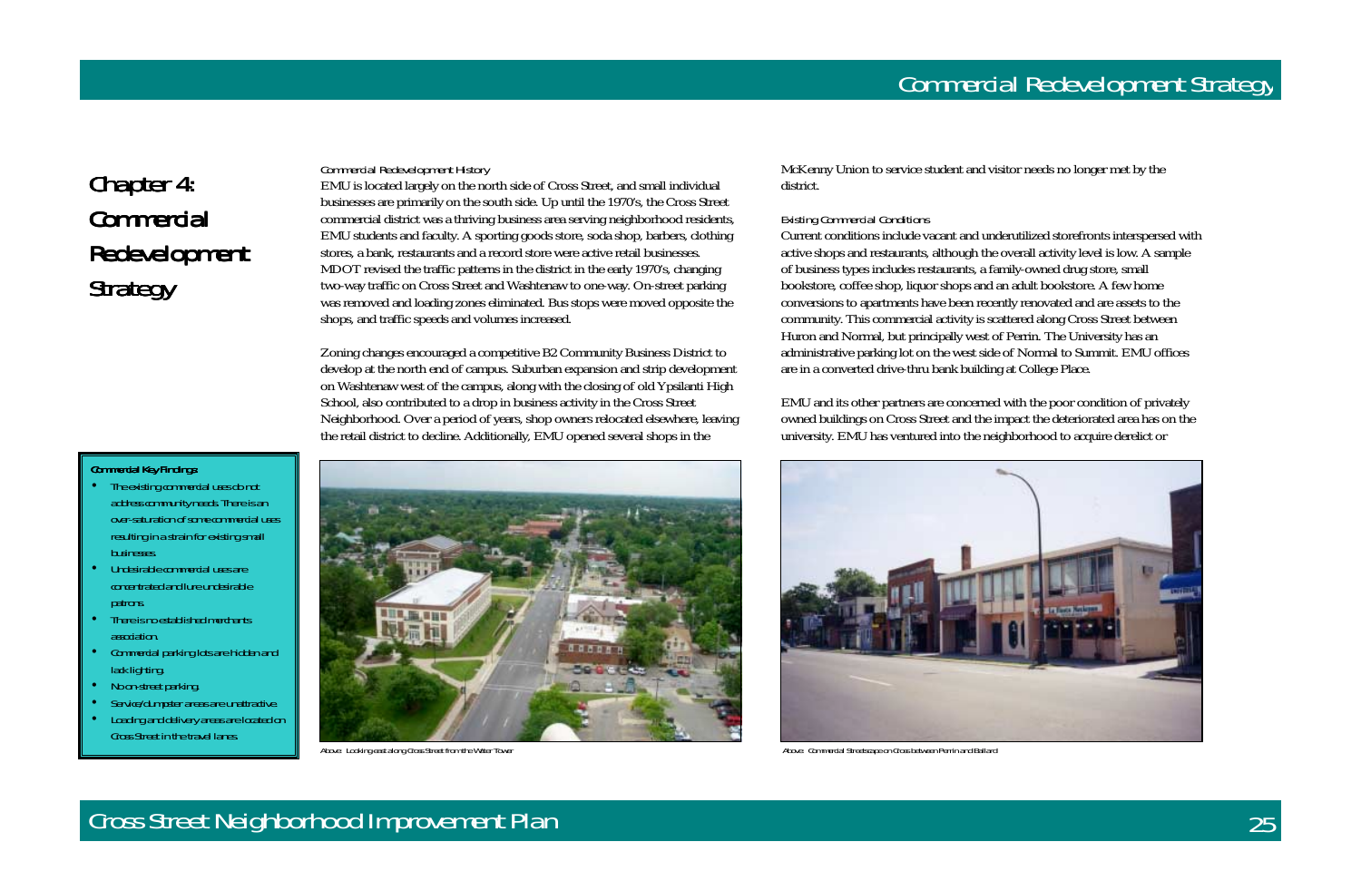# Chapter 4: Commercial Redevelopment Strategy

### Commercial Redevelopment History

EMU is located largely on the north side of Cross Street, and small individual businesses are primarily on the south side. Up until the 1970's, the Cross Street commercial district was a thriving business area serving neighborhood residents, EMU students and faculty. A sporting goods store, soda shop, barbers, clothing stores, a bank, restaurants and a record store were active retail businesses. MDOT revised the traffic patterns in the district in the early 1970's, changing two-way traffic on Cross Street and Washtenaw to one-way. On-street parking was removed and loading zones eliminated. Bus stops were moved opposite the shops, and traffic speeds and volumes increased.

Zoning changes encouraged a competitive B2 Community Business District to develop at the north end of campus. Suburban expansion and strip development on Washtenaw west of the campus, along with the closing of old Ypsilanti High School, also contributed to a drop in business activity in the Cross Street Neighborhood. Over a period of years, shop owners relocated elsewhere, leaving the retail district to decline. Additionally, EMU opened several shops in the McKenny Union to service student and visitor needs no longer met by the district.

### Existing Commercial Conditions

Current conditions include vacant and underutilized storefronts interspersed with active shops and restaurants, although the overall activity level is low. A sample of business types includes restaurants, a family-owned drug store, small bookstore, coffee shop, liquor shops and an adult bookstore. A few home conversions to apartments have been recently renovated and are assets to the community. This commercial activity is scattered along Cross Street between Huron and Normal, but principally west of Perrin. The University has an administrative parking lot on the west side of Normal to Summit. EMU offices are in a converted drive-thru bank building at College Place.

EMU and its other partners are concerned with the poor condition of privately owned buildings on Cross Street and the impact the deteriorated area has on the university. EMU has ventured into the neighborhood to acquire derelict or

**Commercial Key Findings:**

- The existing commercial uses do not address community needs. There is an over-saturation of some commercial uses resulting in a strain for existing small businesses.
- Undesirable commercial uses are concentrated and lure undesirable patrons.
- There is no established merchants association.
- Commercial parking lots are hidden and lack lighting.
- No on-street parking.
- Service/dumpster areas are unattractive.
- Loading and delivery areas are located on Cross Street in the travel lanes.

Above: Looking east along Cross Street from the Water Tower

Above: Commercial Streetscape on Cross between Perrin and Ballard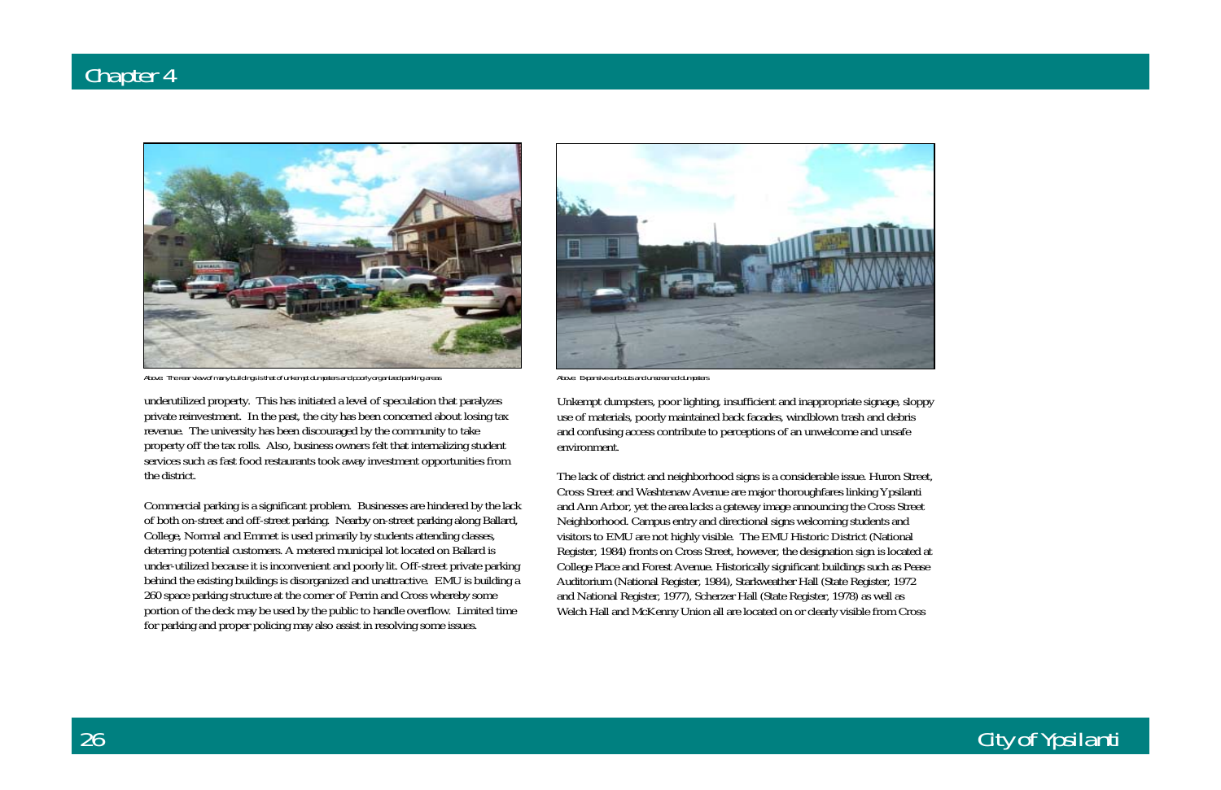Above: The rear view of many buildings is that of unkempt dumpsters and poorly organized parking areas

Above: Expansive curb cuts and unscreened dumpsters

underutilized property. This has initiated a level of speculation that paralyzes private reinvestment. In the past, the city has been concerned about losing tax revenue. The university has been discouraged by the community to take property off the tax rolls. Also, business owners felt that internalizing student services such as fast food restaurants took away investment opportunities from the district.

Commercial parking is a significant problem. Businesses are hindered by the lack of both on-street and off-street parking. Nearby on-street parking along Ballard, College, Normal and Emmet is used primarily by students attending classes, deterring potential customers. A metered municipal lot located on Ballard is under-utilized because it is inconvenient and poorly lit. Off-street private parking behind the existing buildings is disorganized and unattractive. EMU is building a 260 space parking structure at the corner of Perrin and Cross whereby some portion of the deck may be used by the public to handle overflow. Limited time for parking and proper policing may also assist in resolving some issues.

Unkempt dumpsters, poor lighting, insufficient and inappropriate signage, sloppy use of materials, poorly maintained back facades, windblown trash and debris and confusing access contribute to perceptions of an unwelcome and unsafe environment.

The lack of district and neighborhood signs is a considerable issue. Huron Street, Cross Street and Washtenaw Avenue are major thoroughfares linking Ypsilanti and Ann Arbor, yet the area lacks a gateway image announcing the Cross Street Neighborhood. Campus entry and directional signs welcoming students and visitors to EMU are not highly visible. The EMU Historic District (National Register, 1984) fronts on Cross Street, however, the designation sign is located at College Place and Forest Avenue. Historically significant buildings such as Pease Auditorium (National Register, 1984), Starkweather Hall (State Register, 1972 and National Register, 1977), Scherzer Hall (State Register, 1978) as well as Welch Hall and McKenny Union all are located on or clearly visible from Cross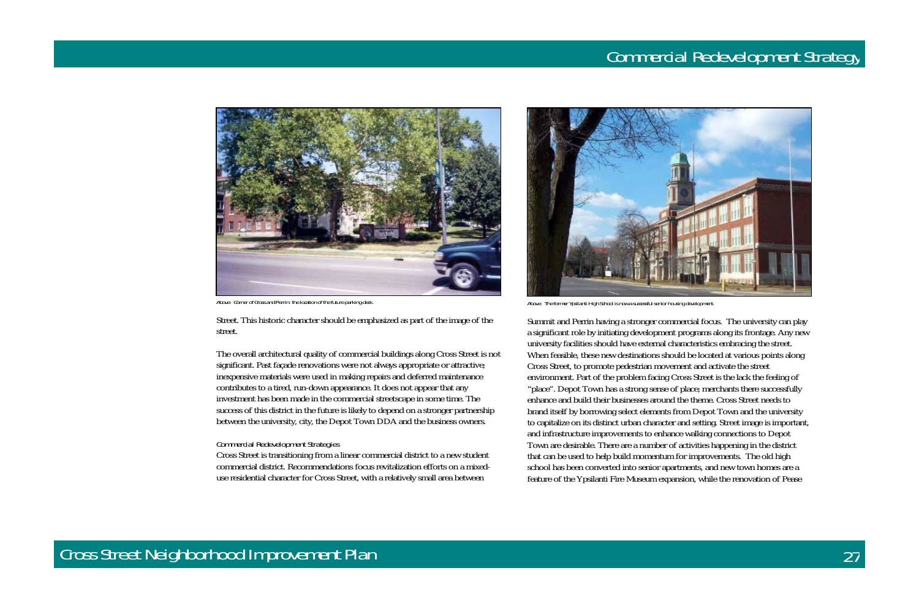Above: Corner of Cross and Perrin: the location of the future parking deck.

Street. This historic character should be emphasized as part of the image of the street.

The overall architectural quality of commercial buildings along Cross Street is not significant. Past façade renovations were not always appropriate or attractive; inexpensive materials were used in making repairs and deferred maintenance contributes to a tired, run-down appearance. It does not appear that any investment has been made in the commercial streetscape in some time. The success of this district in the future is likely to depend on a stronger partnership between the university, city, the Depot Town DDA and the business owners.

*Commercial Redevelopment Strategies*

Cross Street is transitioning from a linear commercial district to a new student commercial district. Recommendations focus revitalization efforts on a mixed-use residential character for Cross Street, with a relatively small area between

Above: The former Ypsilanti High School is now a successful senior housing development.

Summit and Perrin having a stronger commercial focus. The university can play a significant role by initiating development programs along its frontage. Any new university facilities should have external characteristics embracing the street. When feasible, these new destinations should be located at various points along Cross Street, to promote pedestrian movement and activate the street environment. Part of the problem facing Cross Street is the lack the feeling of "place". Depot Town has a strong sense of place; merchants there successfully enhance and build their businesses around the theme. Cross Street needs to brand itself by borrowing select elements from Depot Town and the university to capitalize on its distinct urban character and setting. Street image is important, and infrastructure improvements to enhance walking connections to Depot Town are desirable. There are a number of activities happening in the district that can be used to help build momentum for improvements. The old high school has been converted into senior apartments, and new town homes are a feature of the Ypsilanti Fire Museum expansion, while the renovation of Pease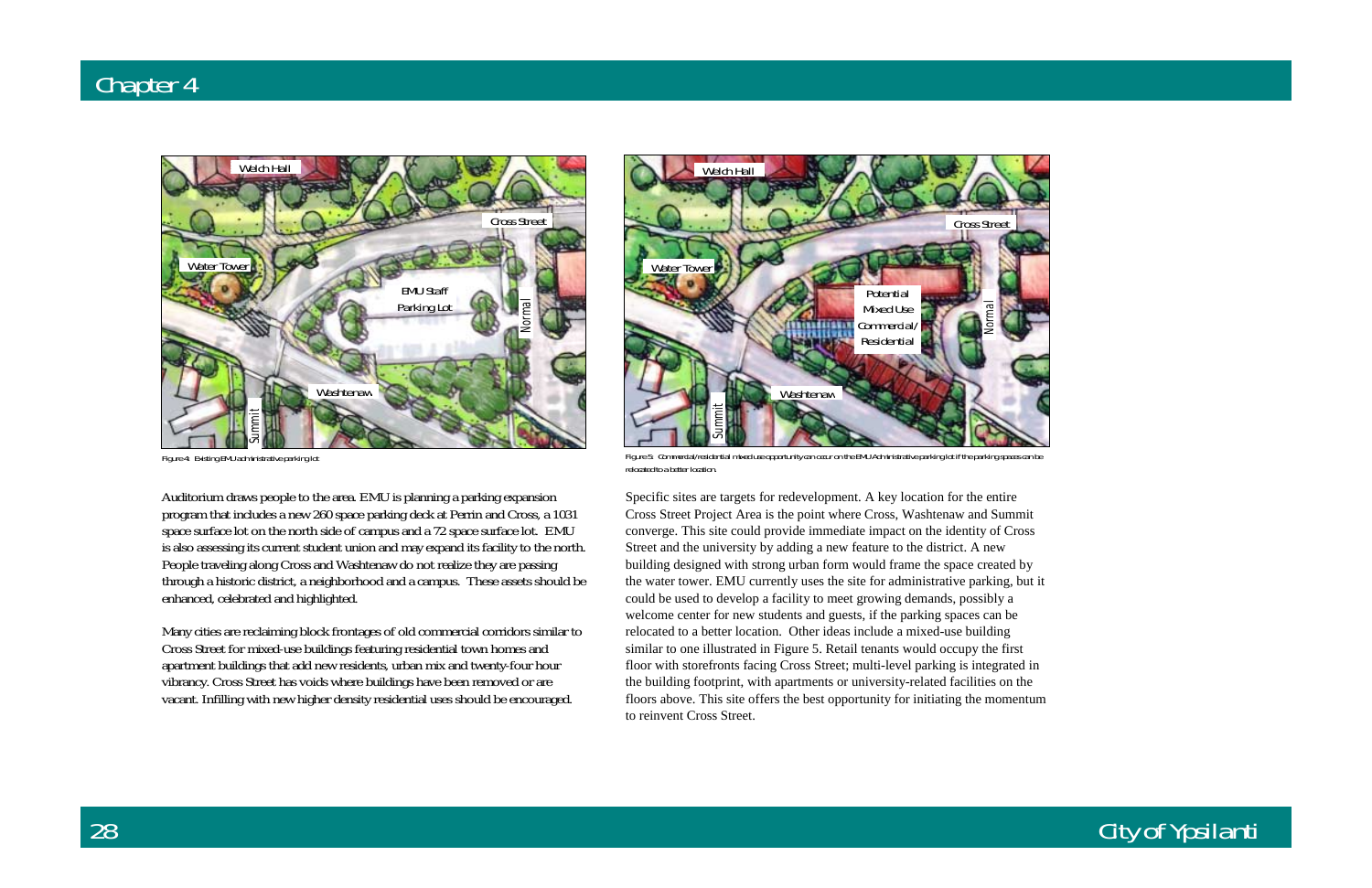Figure 4: Existing EMU administrative parking lot

Figure 5: Commercial/residential mixed use opportunity can occur on the EMU Administrative parking lot if the parking spaces can be relocated to a better location.

Auditorium draws people to the area. EMU is planning a parking expansion program that includes a new 260 space parking deck at Perrin and Cross, a 1031 space surface lot on the north side of campus and a 72 space surface lot. EMU is also assessing its current student union and may expand its facility to the north. People traveling along Cross and Washtenaw do not realize they are passing through a historic district, a neighborhood and a campus. These assets should be enhanced, celebrated and highlighted.

Many cities are reclaiming block frontages of old commercial corridors similar to Cross Street for mixed-use buildings featuring residential town homes and apartment buildings that add new residents, urban mix and twenty-four hour vibrancy. Cross Street has voids where buildings have been removed or are vacant. Infilling with new higher density residential uses should be encouraged.

Specific sites are targets for redevelopment. A key location for the entire Cross Street Project Area is the point where Cross, Washtenaw and Summit converge. This site could provide immediate impact on the identity of Cross Street and the university by adding a new feature to the district. A new building designed with strong urban form would frame the space created by the water tower. EMU currently uses the site for administrative parking, but it could be used to develop a facility to meet growing demands, possibly a welcome center for new students and guests, if the parking spaces can be relocated to a better location. Other ideas include a mixed-use building similar to one illustrated in Figure 5. Retail tenants would occupy the first floor with storefronts facing Cross Street; multi-level parking is integrated in the building footprint, with apartments or university-related facilities on the floors above. This site offers the best opportunity for initiating the momentum to reinvent Cross Street.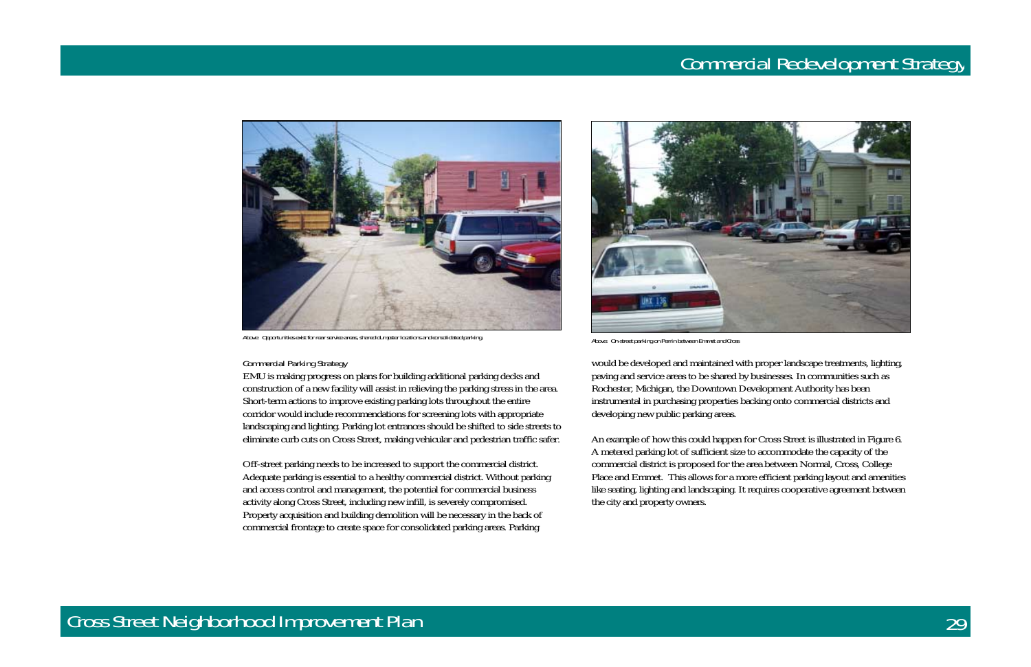Above: Opportunities exist for rear service areas, shared dumpster locations and consolidated parking.

Above: On-street parking on Perrin between Emmet and Cross.

*Commercial Parking Strategy*

EMU is making progress on plans for building additional parking decks and construction of a new facility will assist in relieving the parking stress in the area. Short-term actions to improve existing parking lots throughout the entire corridor would include recommendations for screening lots with appropriate landscaping and lighting. Parking lot entrances should be shifted to side streets to eliminate curb cuts on Cross Street, making vehicular and pedestrian traffic safer.

Off-street parking needs to be increased to support the commercial district. Adequate parking is essential to a healthy commercial district. Without parking and access control and management, the potential for commercial business activity along Cross Street, including new infill, is severely compromised. Property acquisition and building demolition will be necessary in the back of commercial frontage to create space for consolidated parking areas. Parking would be developed and maintained with proper landscape treatments, lighting, paving and service areas to be shared by businesses. In communities such as Rochester, Michigan, the Downtown Development Authority has been instrumental in purchasing properties backing onto commercial districts and developing new public parking areas.

An example of how this could happen for Cross Street is illustrated in Figure 6. A metered parking lot of sufficient size to accommodate the capacity of the commercial district is proposed for the area between Normal, Cross, College Place and Emmet. This allows for a more efficient parking layout and amenities like seating, lighting and landscaping. It requires cooperative agreement between the city and property owners.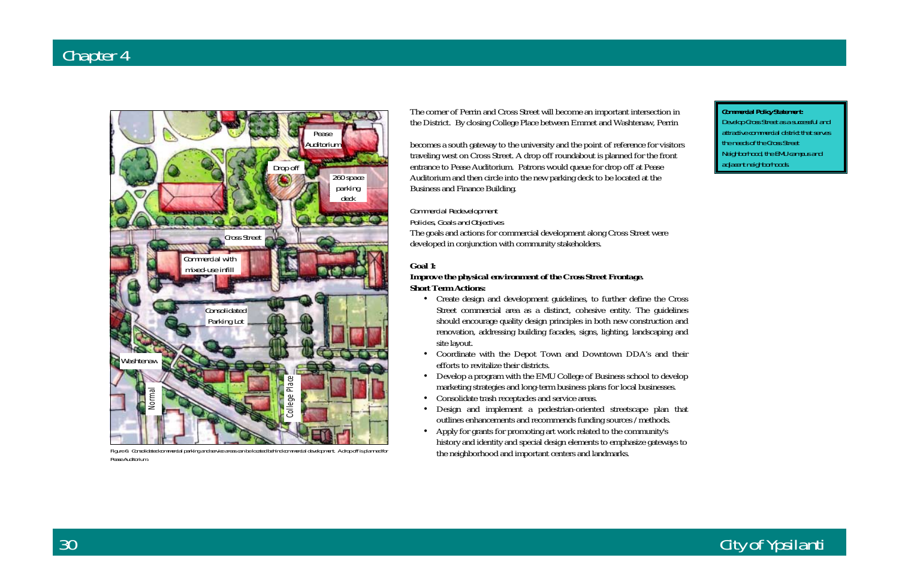Figure 6: Consolidated commercial parking and service areas can be located behind commercial development. A drop off is planned for Pease Auditorium.

The corner of Perrin and Cross Street will become an important intersection in the District. By closing College Place between Emmet and Washtenaw, Perrin

becomes a south gateway to the university and the point of reference for visitors traveling west on Cross Street. A drop off roundabout is planned for the front entrance to Pease Auditorium. Patrons would queue for drop off at Pease Auditorium and then circle into the new parking deck to be located at the Business and Finance Building.

*Commercial Redevelopment*

*Policies, Goals and Objectives*

The goals and actions for commercial development along Cross Street were developed in conjunction with community stakeholders.

**Goal 1:**

**Improve the physical environment of the Cross Street Frontage.**

**Short Term Actions:**

- Create design and development guidelines, to further define the Cross Street commercial area as a distinct, cohesive entity. The guidelines should encourage quality design principles in both new construction and renovation, addressing building facades, signs, lighting, landscaping and site layout.
- Coordinate with the Depot Town and Downtown DDA's and their efforts to revitalize their districts.
- Develop a program with the EMU College of Business school to develop marketing strategies and long-term business plans for local businesses.
- Consolidate trash receptacles and service areas.
- Design and implement a pedestrian-oriented streetscape plan that outlines enhancements and recommends funding sources / methods.
- Apply for grants for promoting art work related to the community's history and identity and special design elements to emphasize gateways to the neighborhood and important centers and landmarks.

**Commercial Policy Statement:**
Develop Cross Street as a successful and attractive commercial district that serves the needs of the Cross Street Neighborhood, the EMU campus and adjacent neighborhoods.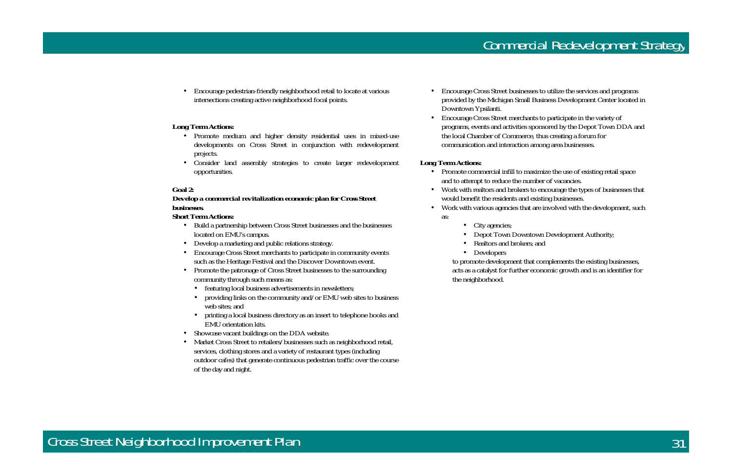- Encourage pedestrian-friendly neighborhood retail to locate at various intersections creating active neighborhood focal points.

**Long Term Actions:**

- Promote medium and higher density residential uses in mixed-use developments on Cross Street in conjunction with redevelopment projects.
- Consider land assembly strategies to create larger redevelopment opportunities.

**Goal 2:**
**Develop a commercial revitalization economic plan for Cross Street businesses.**

**Short Term Actions:**

- Build a partnership between Cross Street businesses and the businesses located on EMU's campus.
- Develop a marketing and public relations strategy.
- Encourage Cross Street merchants to participate in community events such as the Heritage Festival and the Discover Downtown event.
- Promote the patronage of Cross Street businesses to the surrounding community through such means as:
  - featuring local business advertisements in newsletters;
  - providing links on the community and/or EMU web sites to business web sites; and
  - printing a local business directory as an insert to telephone books and EMU orientation kits.
- Showcase vacant buildings on the DDA website.
- Market Cross Street to retailers/businesses such as neighborhood retail, services, clothing stores and a variety of restaurant types (including outdoor cafes) that generate continuous pedestrian traffic over the course of the day and night.
- Encourage Cross Street businesses to utilize the services and programs provided by the Michigan Small Business Development Center located in Downtown Ypsilanti.
- Encourage Cross Street merchants to participate in the variety of programs, events and activities sponsored by the Depot Town DDA and the local Chamber of Commerce, thus creating a forum for communication and interaction among area businesses.

**Long Term Actions:**

- Promote commercial infill to maximize the use of existing retail space and to attempt to reduce the number of vacancies.
- Work with realtors and brokers to encourage the types of businesses that would benefit the residents and existing businesses.
- Work with various agencies that are involved with the development, such as:
  - City agencies;
  - Depot Town Downtown Development Authority;
  - Realtors and brokers; and
  - Developers

  to promote development that complements the existing businesses, acts as a catalyst for further economic growth and is an identifier for the neighborhood.